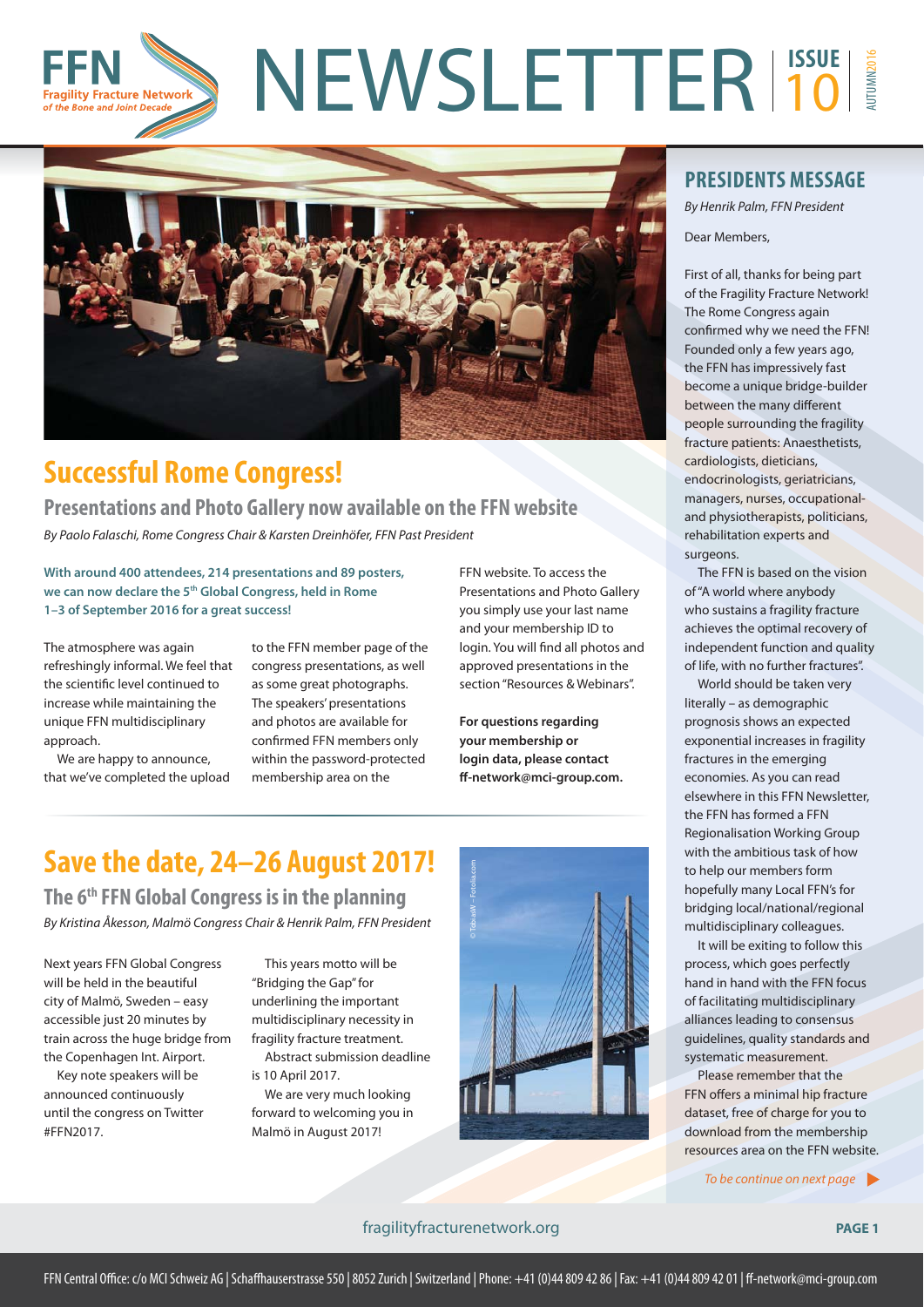# NEWSLETTER ISSUE 10 AUTUMN 2016

FFN Fragility Fracture Network of the Bone and Joint Decade

## Successful Rome Congress!

### Presentations and Photo Gallery now available on the FFN website

*By Paolo Falaschi, Rome Congress Chair & Karsten Dreinhöfer, FFN Past President*

**With around 400 attendees, 214 presentations and 89 posters, we can now declare the 5th Global Congress, held in Rome 1–3 of September 2016 for a great success!**

The atmosphere was again refreshingly informal. We feel that the scientific level continued to increase while maintaining the unique FFN multidisciplinary approach.

We are happy to announce, that we've completed the upload to the FFN member page of the congress presentations, as well as some great photographs. The speakers' presentations and photos are available for confirmed FFN members only within the password-protected membership area on the FFN website. To access the Presentations and Photo Gallery you simply use your last name and your membership ID to login. You will find all photos and approved presentations in the section "Resources & Webinars".

**For questions regarding your membership or login data, please contact ff-network@mci-group.com.**

## Save the date, 24–26 August 2017!

### The 6th FFN Global Congress is in the planning

*By Kristina Åkesson, Malmö Congress Chair & Henrik Palm, FFN President*

Next years FFN Global Congress will be held in the beautiful city of Malmö, Sweden – easy accessible just 20 minutes by train across the huge bridge from the Copenhagen Int. Airport.

Key note speakers will be announced continuously until the congress on Twitter #FFN2017.

This years motto will be "Bridging the Gap" for underlining the important multidisciplinary necessity in fragility fracture treatment.

Abstract submission deadline is 10 April 2017.

We are very much looking forward to welcoming you in Malmö in August 2017!

© TobiasW – Fotolia.com

## PRESIDENTS MESSAGE

*By Henrik Palm, FFN President*

Dear Members,

First of all, thanks for being part of the Fragility Fracture Network! The Rome Congress again confirmed why we need the FFN! Founded only a few years ago, the FFN has impressively fast become a unique bridge-builder between the many different people surrounding the fragility fracture patients: Anaesthetists, cardiologists, dieticians, endocrinologists, geriatricians, managers, nurses, occupational- and physiotherapists, politicians, rehabilitation experts and surgeons.

The FFN is based on the vision of "A world where anybody who sustains a fragility fracture achieves the optimal recovery of independent function and quality of life, with no further fractures".

World should be taken very literally – as demographic prognosis shows an expected exponential increases in fragility fractures in the emerging economies. As you can read elsewhere in this FFN Newsletter, the FFN has formed a FFN Regionalisation Working Group with the ambitious task of how to help our members form hopefully many Local FFN's for bridging local/national/regional multidisciplinary colleagues.

It will be exiting to follow this process, which goes perfectly hand in hand with the FFN focus of facilitating multidisciplinary alliances leading to consensus guidelines, quality standards and systematic measurement.

Please remember that the FFN offers a minimal hip fracture dataset, free of charge for you to download from the membership resources area on the FFN website.

*To be continue on next page*

fragilityfracturenetwork.org

FFN Central Office: c/o MCI Schweiz AG | Schaffhauserstrasse 550 | 8052 Zurich | Switzerland | Phone: +41 (0)44 809 42 86 | Fax: +41 (0)44 809 42 01 | ff-network@mci-group.com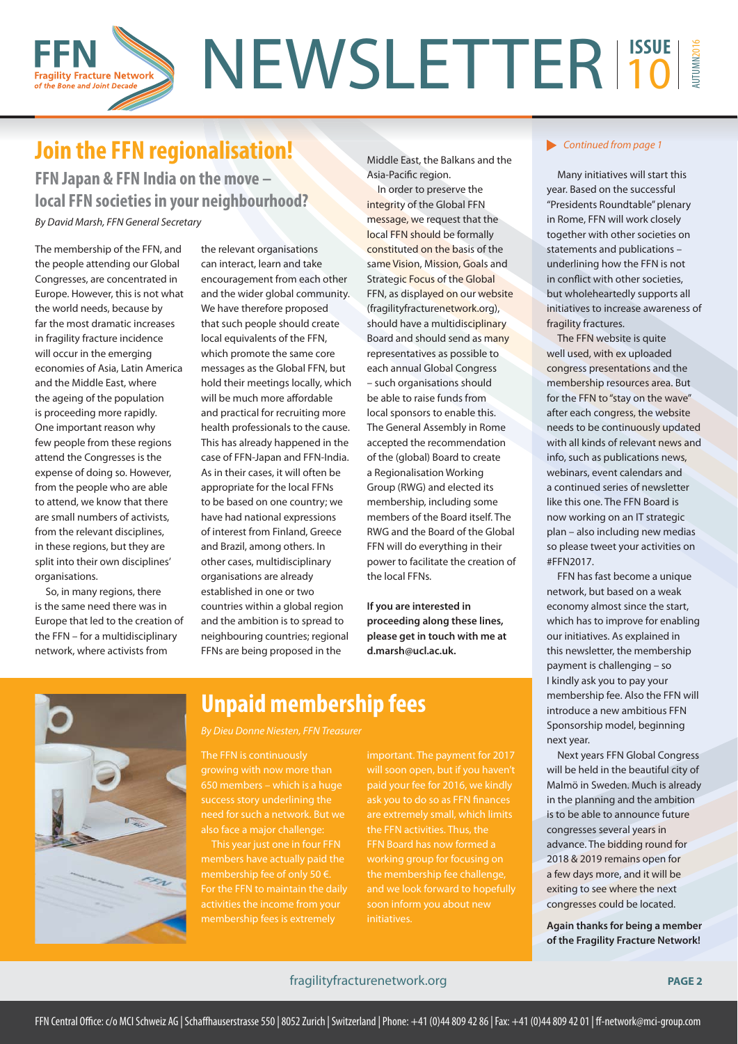# Join the FFN regionalisation!

## FFN Japan & FFN India on the move – local FFN societies in your neighbourhood?

*By David Marsh, FFN General Secretary*

The membership of the FFN, and the people attending our Global Congresses, are concentrated in Europe. However, this is not what the world needs, because by far the most dramatic increases in fragility fracture incidence will occur in the emerging economies of Asia, Latin America and the Middle East, where the ageing of the population is proceeding more rapidly. One important reason why few people from these regions attend the Congresses is the expense of doing so. However, from the people who are able to attend, we know that there are small numbers of activists, from the relevant disciplines, in these regions, but they are split into their own disciplines' organisations.

So, in many regions, there is the same need there was in Europe that led to the creation of the FFN – for a multidisciplinary network, where activists from the relevant organisations can interact, learn and take encouragement from each other and the wider global community. We have therefore proposed that such people should create local equivalents of the FFN, which promote the same core messages as the Global FFN, but hold their meetings locally, which will be much more affordable and practical for recruiting more health professionals to the cause. This has already happened in the case of FFN-Japan and FFN-India. As in their cases, it will often be appropriate for the local FFNs to be based on one country; we have had national expressions of interest from Finland, Greece and Brazil, among others. In other cases, multidisciplinary organisations are already established in one or two countries within a global region and the ambition is to spread to neighbouring countries; regional FFNs are being proposed in the Middle East, the Balkans and the Asia-Pacific region.

In order to preserve the integrity of the Global FFN message, we request that the local FFN should be formally constituted on the basis of the same Vision, Mission, Goals and Strategic Focus of the Global FFN, as displayed on our website (fragilityfracturenetwork.org), should have a multidisciplinary Board and should send as many representatives as possible to each annual Global Congress – such organisations should be able to raise funds from local sponsors to enable this. The General Assembly in Rome accepted the recommendation of the (global) Board to create a Regionalisation Working Group (RWG) and elected its membership, including some members of the Board itself. The RWG and the Board of the Global FFN will do everything in their power to facilitate the creation of the local FFNs.

**If you are interested in proceeding along these lines, please get in touch with me at d.marsh@ucl.ac.uk.**

# Unpaid membership fees

*By Dieu Donne Niesten, FFN Treasurer*

The FFN is continuously growing with now more than 650 members – which is a huge success story underlining the need for such a network. But we also face a major challenge:

This year just one in four FFN members have actually paid the membership fee of only 50 €. For the FFN to maintain the daily activities the income from your membership fees is extremely important. The payment for 2017 will soon open, but if you haven't paid your fee for 2016, we kindly ask you to do so as FFN finances are extremely small, which limits the FFN activities. Thus, the FFN Board has now formed a working group for focusing on the membership fee challenge, and we look forward to hopefully soon inform you about new initiatives.

*Continued from page 1*

Many initiatives will start this year. Based on the successful "Presidents Roundtable" plenary in Rome, FFN will work closely together with other societies on statements and publications – underlining how the FFN is not in conflict with other societies, but wholeheartedly supports all initiatives to increase awareness of fragility fractures.

The FFN website is quite well used, with ex uploaded congress presentations and the membership resources area. But for the FFN to "stay on the wave" after each congress, the website needs to be continuously updated with all kinds of relevant news and info, such as publications news, webinars, event calendars and a continued series of newsletter like this one. The FFN Board is now working on an IT strategic plan – also including new medias so please tweet your activities on #FFN2017.

FFN has fast become a unique network, but based on a weak economy almost since the start, which has to improve for enabling our initiatives. As explained in this newsletter, the membership payment is challenging – so I kindly ask you to pay your membership fee. Also the FFN will introduce a new ambitious FFN Sponsorship model, beginning next year.

Next years FFN Global Congress will be held in the beautiful city of Malmö in Sweden. Much is already in the planning and the ambition is to be able to announce future congresses several years in advance. The bidding round for 2018 & 2019 remains open for a few days more, and it will be exiting to see where the next congresses could be located.

**Again thanks for being a member of the Fragility Fracture Network!**

FFN Central Office: c/o MCI Schweiz AG | Schaffhauserstrasse 550 | 8052 Zurich | Switzerland | Phone: +41 (0)44 809 42 86 | Fax: +41 (0)44 809 42 01 | ff-network@mci-group.com